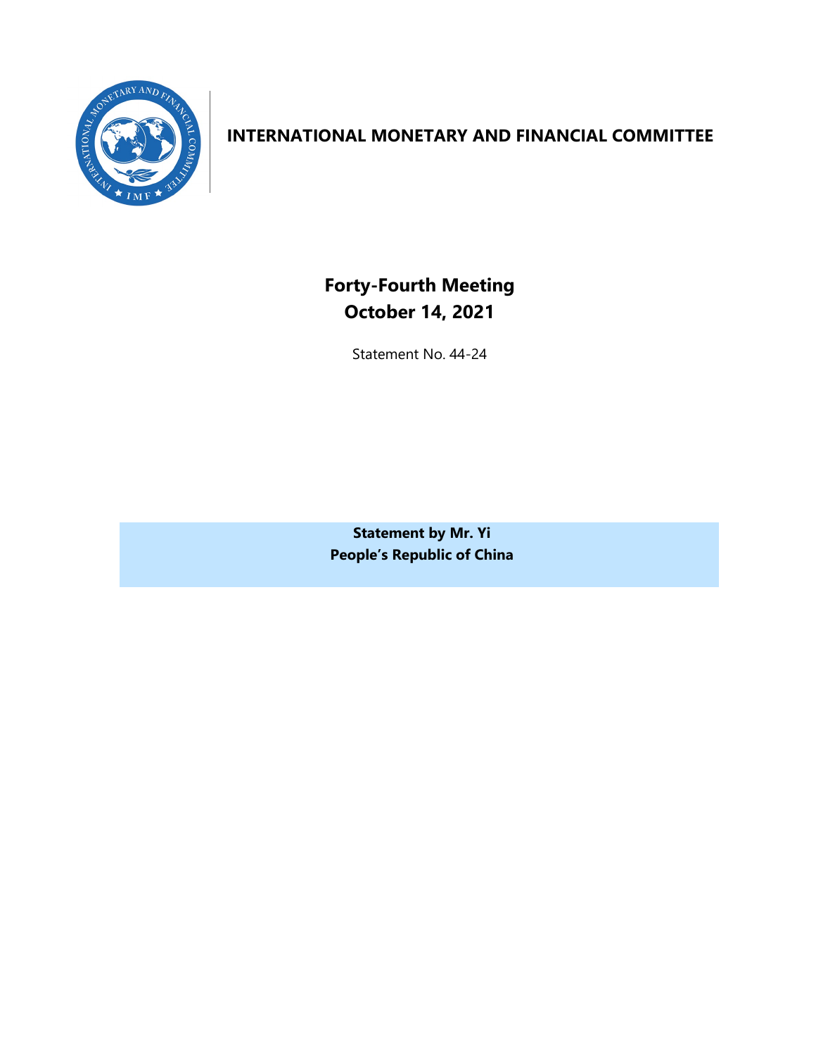# INTERNATIONAL MONETARY AND FINANCIAL COMMITTEE

## Forty-Fourth Meeting
## October 14, 2021

Statement No. 44-24

**Statement by Mr. Yi**
**People's Republic of China**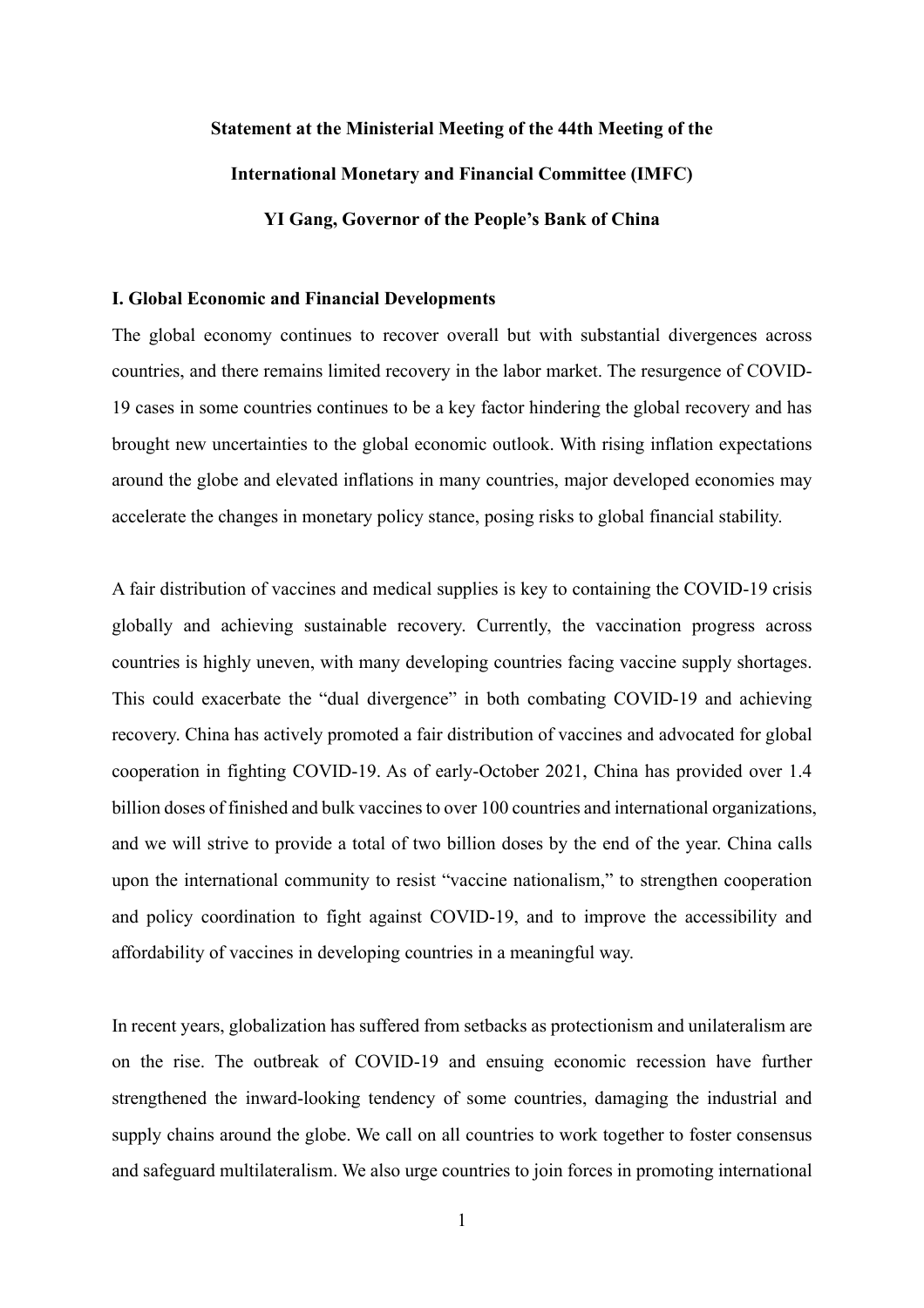**Statement at the Ministerial Meeting of the 44th Meeting of the**

**International Monetary and Financial Committee (IMFC)**

**YI Gang, Governor of the People's Bank of China**

## I. Global Economic and Financial Developments

The global economy continues to recover overall but with substantial divergences across countries, and there remains limited recovery in the labor market. The resurgence of COVID-19 cases in some countries continues to be a key factor hindering the global recovery and has brought new uncertainties to the global economic outlook. With rising inflation expectations around the globe and elevated inflations in many countries, major developed economies may accelerate the changes in monetary policy stance, posing risks to global financial stability.

A fair distribution of vaccines and medical supplies is key to containing the COVID-19 crisis globally and achieving sustainable recovery. Currently, the vaccination progress across countries is highly uneven, with many developing countries facing vaccine supply shortages. This could exacerbate the "dual divergence" in both combating COVID-19 and achieving recovery. China has actively promoted a fair distribution of vaccines and advocated for global cooperation in fighting COVID-19. As of early-October 2021, China has provided over 1.4 billion doses of finished and bulk vaccines to over 100 countries and international organizations, and we will strive to provide a total of two billion doses by the end of the year. China calls upon the international community to resist "vaccine nationalism," to strengthen cooperation and policy coordination to fight against COVID-19, and to improve the accessibility and affordability of vaccines in developing countries in a meaningful way.

In recent years, globalization has suffered from setbacks as protectionism and unilateralism are on the rise. The outbreak of COVID-19 and ensuing economic recession have further strengthened the inward-looking tendency of some countries, damaging the industrial and supply chains around the globe. We call on all countries to work together to foster consensus and safeguard multilateralism. We also urge countries to join forces in promoting international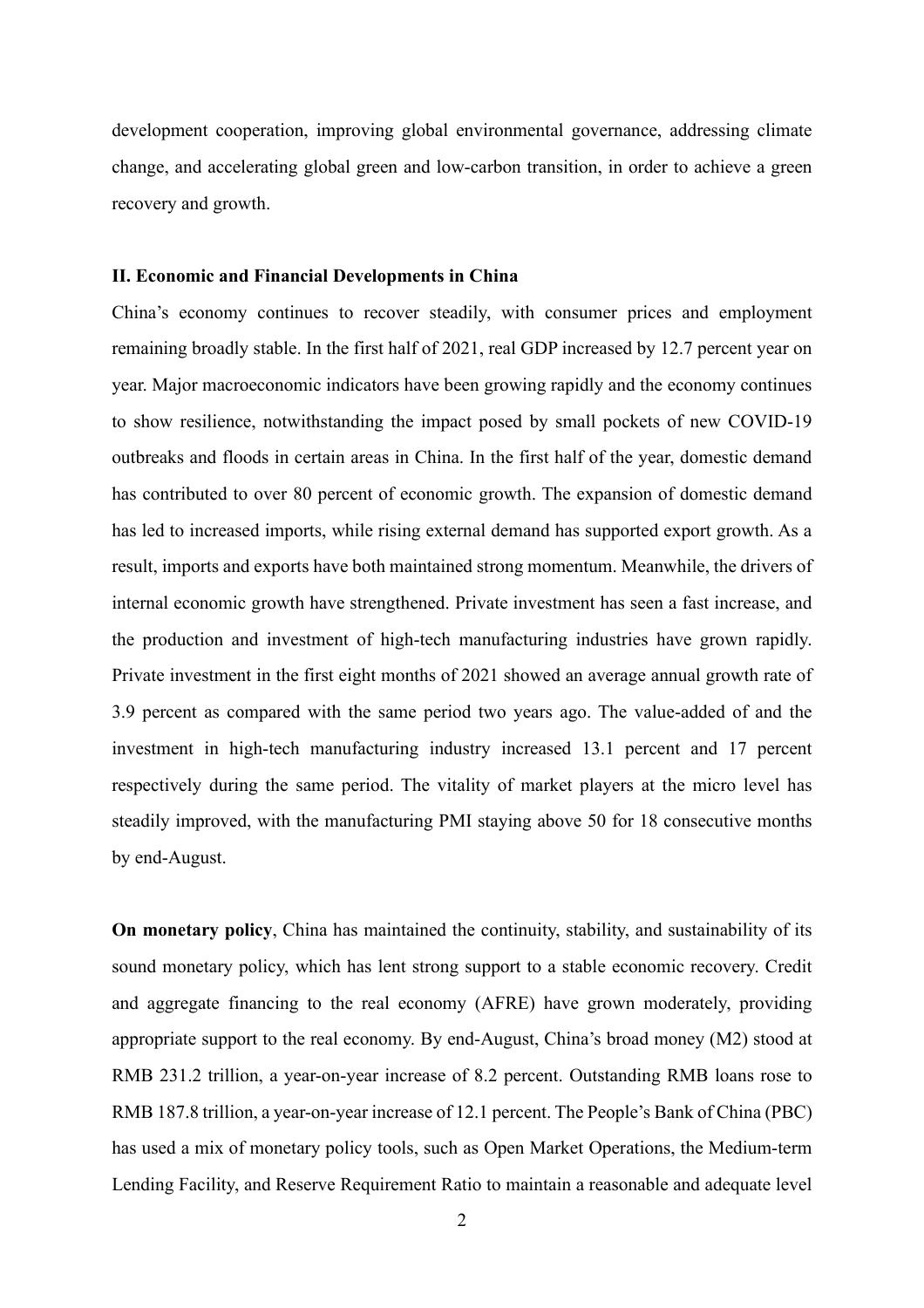development cooperation, improving global environmental governance, addressing climate change, and accelerating global green and low-carbon transition, in order to achieve a green recovery and growth.

## II. Economic and Financial Developments in China

China's economy continues to recover steadily, with consumer prices and employment remaining broadly stable. In the first half of 2021, real GDP increased by 12.7 percent year on year. Major macroeconomic indicators have been growing rapidly and the economy continues to show resilience, notwithstanding the impact posed by small pockets of new COVID-19 outbreaks and floods in certain areas in China. In the first half of the year, domestic demand has contributed to over 80 percent of economic growth. The expansion of domestic demand has led to increased imports, while rising external demand has supported export growth. As a result, imports and exports have both maintained strong momentum. Meanwhile, the drivers of internal economic growth have strengthened. Private investment has seen a fast increase, and the production and investment of high-tech manufacturing industries have grown rapidly. Private investment in the first eight months of 2021 showed an average annual growth rate of 3.9 percent as compared with the same period two years ago. The value-added of and the investment in high-tech manufacturing industry increased 13.1 percent and 17 percent respectively during the same period. The vitality of market players at the micro level has steadily improved, with the manufacturing PMI staying above 50 for 18 consecutive months by end-August.

**On monetary policy**, China has maintained the continuity, stability, and sustainability of its sound monetary policy, which has lent strong support to a stable economic recovery. Credit and aggregate financing to the real economy (AFRE) have grown moderately, providing appropriate support to the real economy. By end-August, China's broad money (M2) stood at RMB 231.2 trillion, a year-on-year increase of 8.2 percent. Outstanding RMB loans rose to RMB 187.8 trillion, a year-on-year increase of 12.1 percent. The People's Bank of China (PBC) has used a mix of monetary policy tools, such as Open Market Operations, the Medium-term Lending Facility, and Reserve Requirement Ratio to maintain a reasonable and adequate level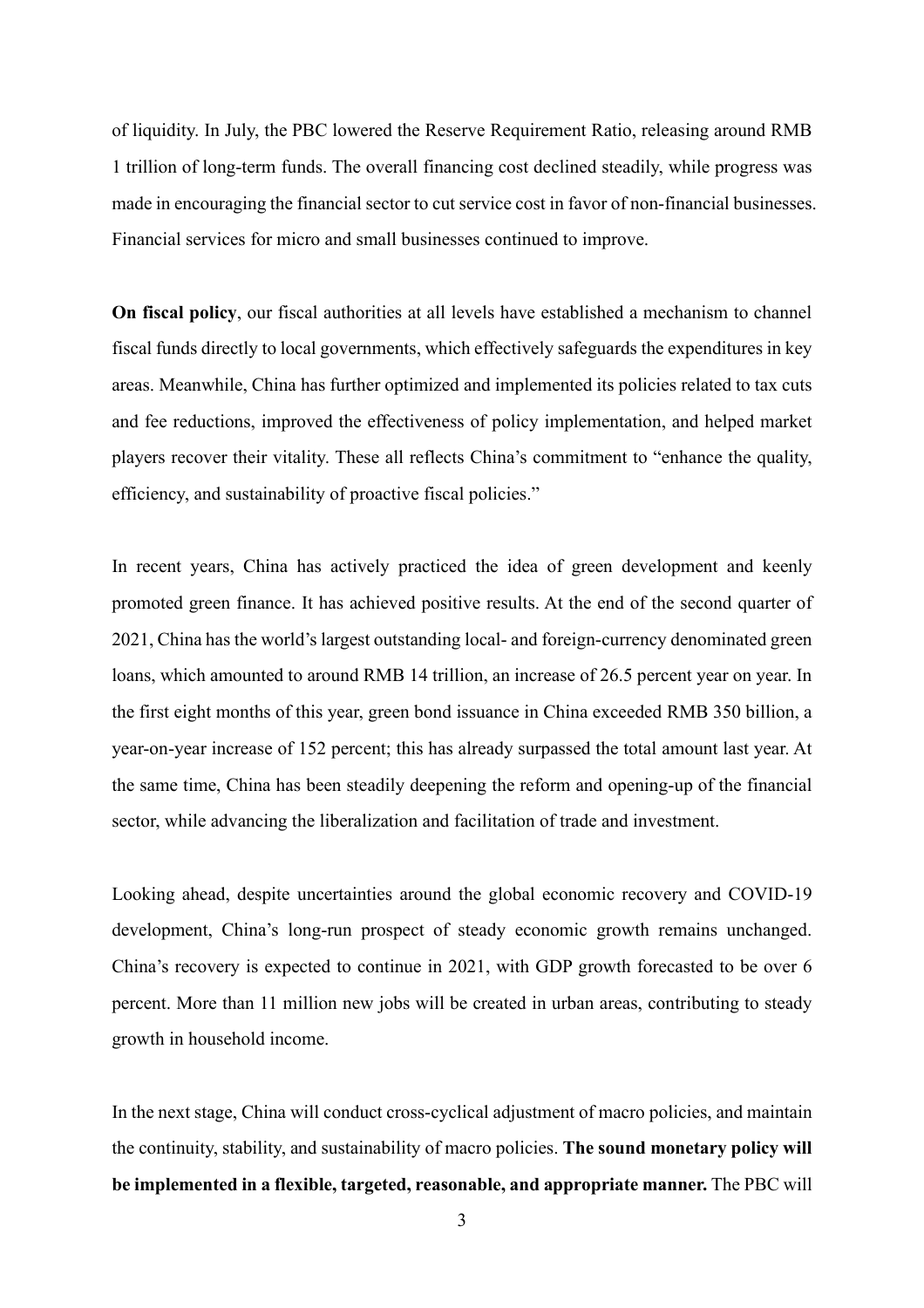of liquidity. In July, the PBC lowered the Reserve Requirement Ratio, releasing around RMB 1 trillion of long-term funds. The overall financing cost declined steadily, while progress was made in encouraging the financial sector to cut service cost in favor of non-financial businesses. Financial services for micro and small businesses continued to improve.

**On fiscal policy**, our fiscal authorities at all levels have established a mechanism to channel fiscal funds directly to local governments, which effectively safeguards the expenditures in key areas. Meanwhile, China has further optimized and implemented its policies related to tax cuts and fee reductions, improved the effectiveness of policy implementation, and helped market players recover their vitality. These all reflects China's commitment to "enhance the quality, efficiency, and sustainability of proactive fiscal policies."

In recent years, China has actively practiced the idea of green development and keenly promoted green finance. It has achieved positive results. At the end of the second quarter of 2021, China has the world's largest outstanding local- and foreign-currency denominated green loans, which amounted to around RMB 14 trillion, an increase of 26.5 percent year on year. In the first eight months of this year, green bond issuance in China exceeded RMB 350 billion, a year-on-year increase of 152 percent; this has already surpassed the total amount last year. At the same time, China has been steadily deepening the reform and opening-up of the financial sector, while advancing the liberalization and facilitation of trade and investment.

Looking ahead, despite uncertainties around the global economic recovery and COVID-19 development, China's long-run prospect of steady economic growth remains unchanged. China's recovery is expected to continue in 2021, with GDP growth forecasted to be over 6 percent. More than 11 million new jobs will be created in urban areas, contributing to steady growth in household income.

In the next stage, China will conduct cross-cyclical adjustment of macro policies, and maintain the continuity, stability, and sustainability of macro policies. **The sound monetary policy will be implemented in a flexible, targeted, reasonable, and appropriate manner.** The PBC will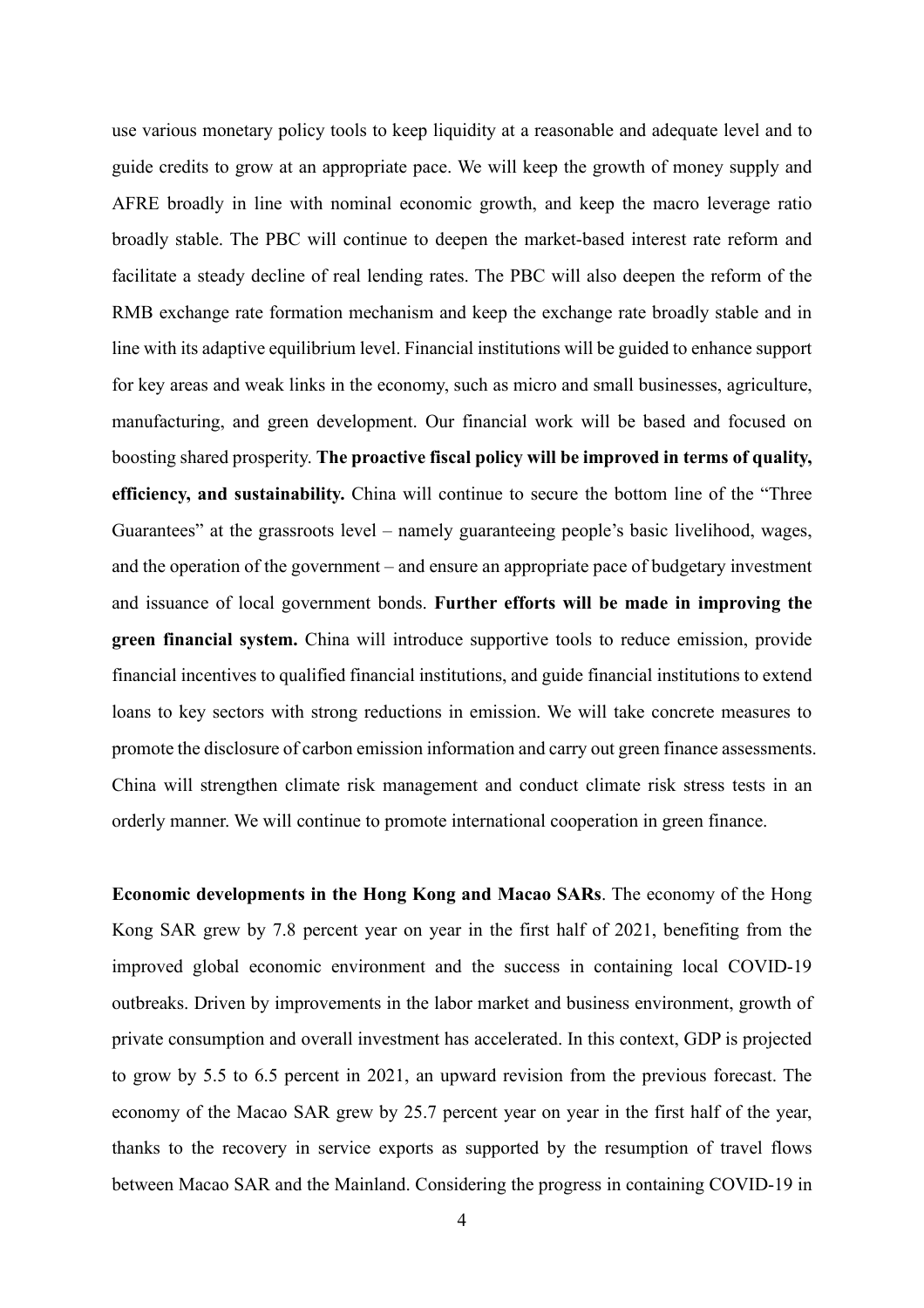use various monetary policy tools to keep liquidity at a reasonable and adequate level and to guide credits to grow at an appropriate pace. We will keep the growth of money supply and AFRE broadly in line with nominal economic growth, and keep the macro leverage ratio broadly stable. The PBC will continue to deepen the market-based interest rate reform and facilitate a steady decline of real lending rates. The PBC will also deepen the reform of the RMB exchange rate formation mechanism and keep the exchange rate broadly stable and in line with its adaptive equilibrium level. Financial institutions will be guided to enhance support for key areas and weak links in the economy, such as micro and small businesses, agriculture, manufacturing, and green development. Our financial work will be based and focused on boosting shared prosperity. **The proactive fiscal policy will be improved in terms of quality, efficiency, and sustainability.** China will continue to secure the bottom line of the "Three Guarantees" at the grassroots level – namely guaranteeing people's basic livelihood, wages, and the operation of the government – and ensure an appropriate pace of budgetary investment and issuance of local government bonds. **Further efforts will be made in improving the green financial system.** China will introduce supportive tools to reduce emission, provide financial incentives to qualified financial institutions, and guide financial institutions to extend loans to key sectors with strong reductions in emission. We will take concrete measures to promote the disclosure of carbon emission information and carry out green finance assessments. China will strengthen climate risk management and conduct climate risk stress tests in an orderly manner. We will continue to promote international cooperation in green finance.

**Economic developments in the Hong Kong and Macao SARs**. The economy of the Hong Kong SAR grew by 7.8 percent year on year in the first half of 2021, benefiting from the improved global economic environment and the success in containing local COVID-19 outbreaks. Driven by improvements in the labor market and business environment, growth of private consumption and overall investment has accelerated. In this context, GDP is projected to grow by 5.5 to 6.5 percent in 2021, an upward revision from the previous forecast. The economy of the Macao SAR grew by 25.7 percent year on year in the first half of the year, thanks to the recovery in service exports as supported by the resumption of travel flows between Macao SAR and the Mainland. Considering the progress in containing COVID-19 in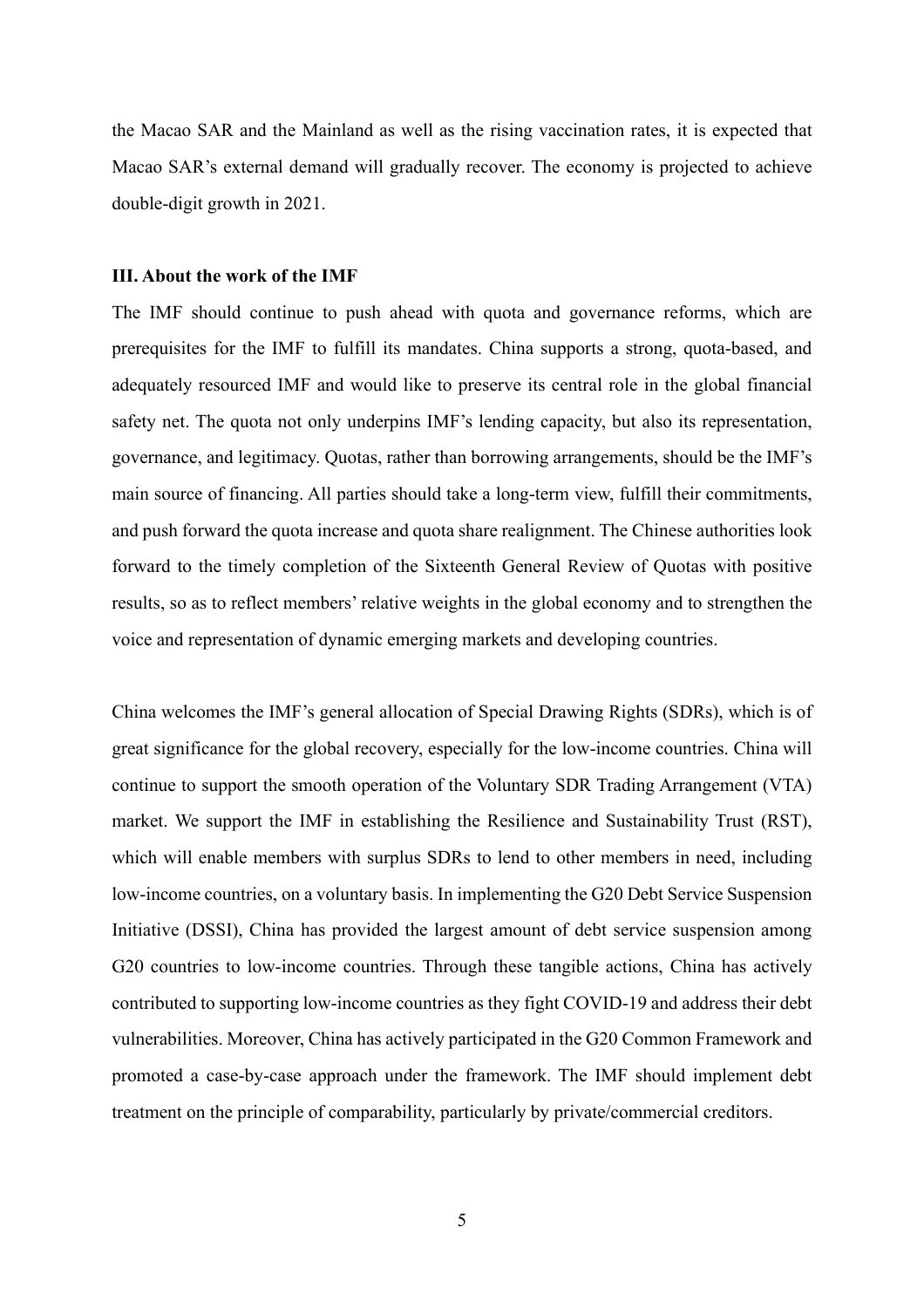the Macao SAR and the Mainland as well as the rising vaccination rates, it is expected that Macao SAR's external demand will gradually recover. The economy is projected to achieve double-digit growth in 2021.

### III. About the work of the IMF

The IMF should continue to push ahead with quota and governance reforms, which are prerequisites for the IMF to fulfill its mandates. China supports a strong, quota-based, and adequately resourced IMF and would like to preserve its central role in the global financial safety net. The quota not only underpins IMF's lending capacity, but also its representation, governance, and legitimacy. Quotas, rather than borrowing arrangements, should be the IMF's main source of financing. All parties should take a long-term view, fulfill their commitments, and push forward the quota increase and quota share realignment. The Chinese authorities look forward to the timely completion of the Sixteenth General Review of Quotas with positive results, so as to reflect members' relative weights in the global economy and to strengthen the voice and representation of dynamic emerging markets and developing countries.

China welcomes the IMF's general allocation of Special Drawing Rights (SDRs), which is of great significance for the global recovery, especially for the low-income countries. China will continue to support the smooth operation of the Voluntary SDR Trading Arrangement (VTA) market. We support the IMF in establishing the Resilience and Sustainability Trust (RST), which will enable members with surplus SDRs to lend to other members in need, including low-income countries, on a voluntary basis. In implementing the G20 Debt Service Suspension Initiative (DSSI), China has provided the largest amount of debt service suspension among G20 countries to low-income countries. Through these tangible actions, China has actively contributed to supporting low-income countries as they fight COVID-19 and address their debt vulnerabilities. Moreover, China has actively participated in the G20 Common Framework and promoted a case-by-case approach under the framework. The IMF should implement debt treatment on the principle of comparability, particularly by private/commercial creditors.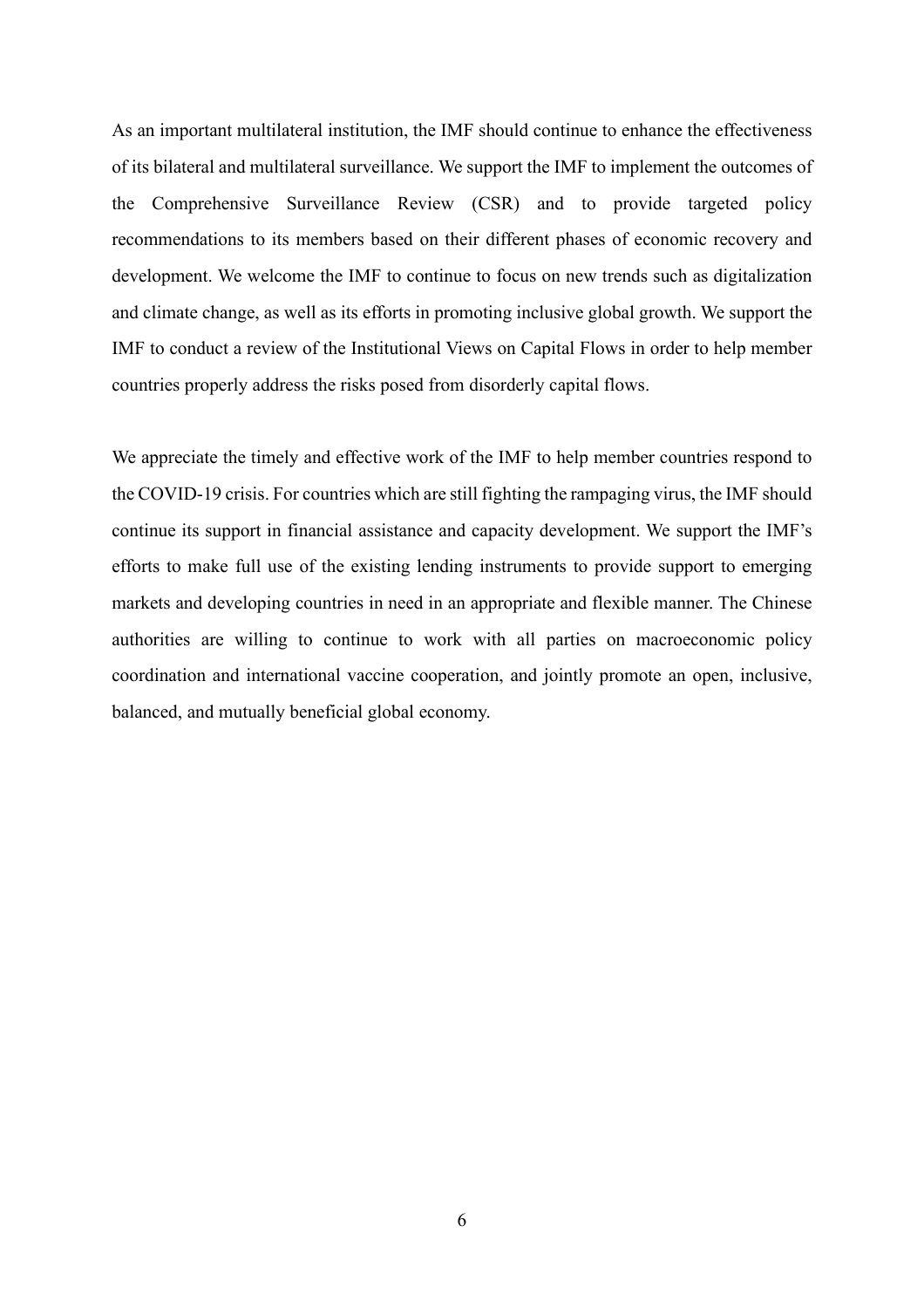As an important multilateral institution, the IMF should continue to enhance the effectiveness of its bilateral and multilateral surveillance. We support the IMF to implement the outcomes of the Comprehensive Surveillance Review (CSR) and to provide targeted policy recommendations to its members based on their different phases of economic recovery and development. We welcome the IMF to continue to focus on new trends such as digitalization and climate change, as well as its efforts in promoting inclusive global growth. We support the IMF to conduct a review of the Institutional Views on Capital Flows in order to help member countries properly address the risks posed from disorderly capital flows.

We appreciate the timely and effective work of the IMF to help member countries respond to the COVID-19 crisis. For countries which are still fighting the rampaging virus, the IMF should continue its support in financial assistance and capacity development. We support the IMF's efforts to make full use of the existing lending instruments to provide support to emerging markets and developing countries in need in an appropriate and flexible manner. The Chinese authorities are willing to continue to work with all parties on macroeconomic policy coordination and international vaccine cooperation, and jointly promote an open, inclusive, balanced, and mutually beneficial global economy.